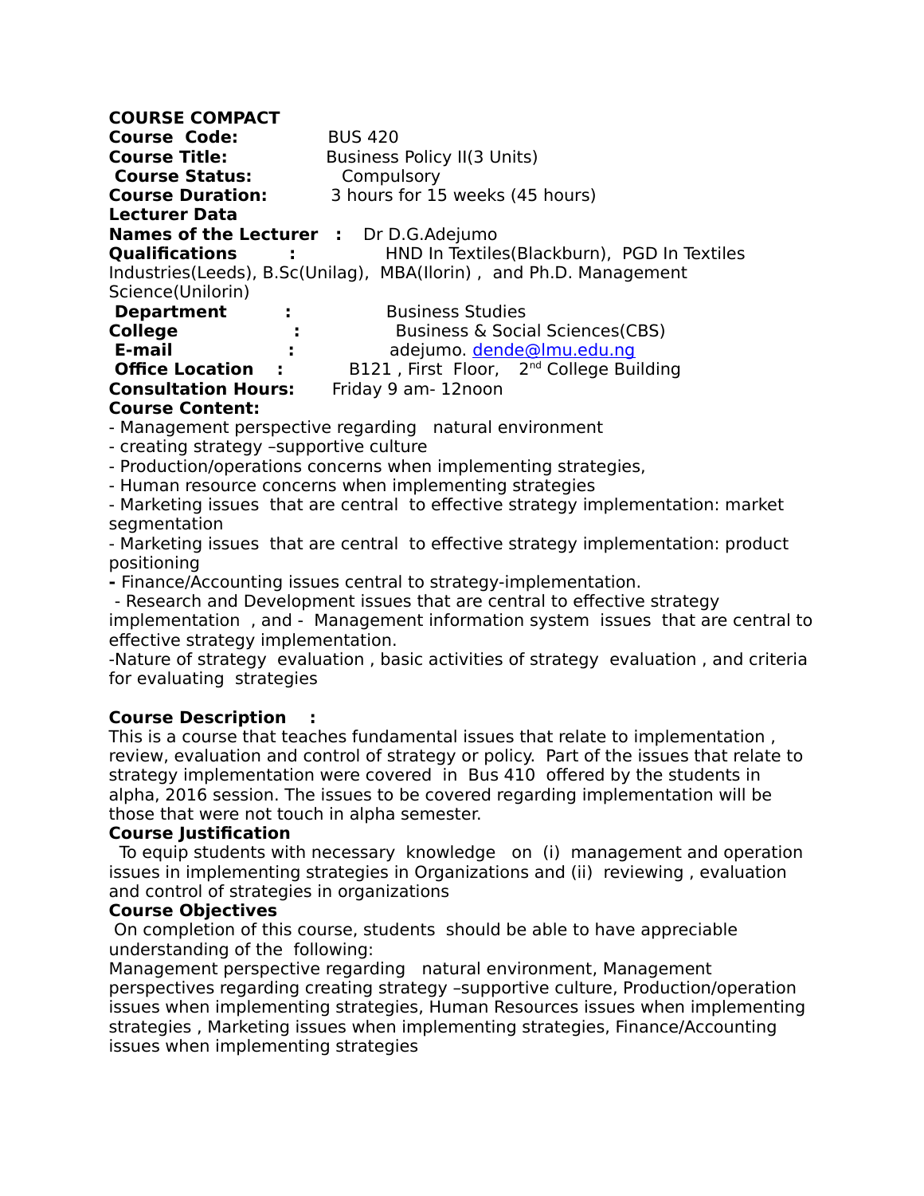**COURSE COMPACT**

**Course Code:** BUS 420

**Course Title:** Business Policy II(3 Units)

**Course Status:** Compulsory

**Course Duration:** 3 hours for 15 weeks (45 hours)

**Lecturer Data**

**Names of the Lecturer :** Dr D.G.Adejumo

**Qualifications :** HND In Textiles(Blackburn), PGD In Textiles Industries(Leeds), B.Sc(Unilag), MBA(Ilorin) , and Ph.D. Management Science(Unilorin)

**Department :** Business Studies

**College :** Business & Social Sciences(CBS)

**E-mail :** adejumo. dende@lmu.edu.ng

**Office Location :** B121 , First Floor, 2nd College Building

**Consultation Hours:** Friday 9 am- 12noon

**Course Content:**

- Management perspective regarding natural environment
- creating strategy –supportive culture
- Production/operations concerns when implementing strategies,
- Human resource concerns when implementing strategies
- Marketing issues that are central to effective strategy implementation: market segmentation
- Marketing issues that are central to effective strategy implementation: product positioning
- Finance/Accounting issues central to strategy-implementation.
- Research and Development issues that are central to effective strategy implementation , and - Management information system issues that are central to effective strategy implementation.

-Nature of strategy evaluation , basic activities of strategy evaluation , and criteria for evaluating strategies

**Course Description :**

This is a course that teaches fundamental issues that relate to implementation , review, evaluation and control of strategy or policy. Part of the issues that relate to strategy implementation were covered in Bus 410 offered by the students in alpha, 2016 session. The issues to be covered regarding implementation will be those that were not touch in alpha semester.

**Course Justification**

To equip students with necessary knowledge on (i) management and operation issues in implementing strategies in Organizations and (ii) reviewing , evaluation and control of strategies in organizations

**Course Objectives**

On completion of this course, students should be able to have appreciable understanding of the following:

Management perspective regarding natural environment, Management perspectives regarding creating strategy –supportive culture, Production/operation issues when implementing strategies, Human Resources issues when implementing strategies , Marketing issues when implementing strategies, Finance/Accounting issues when implementing strategies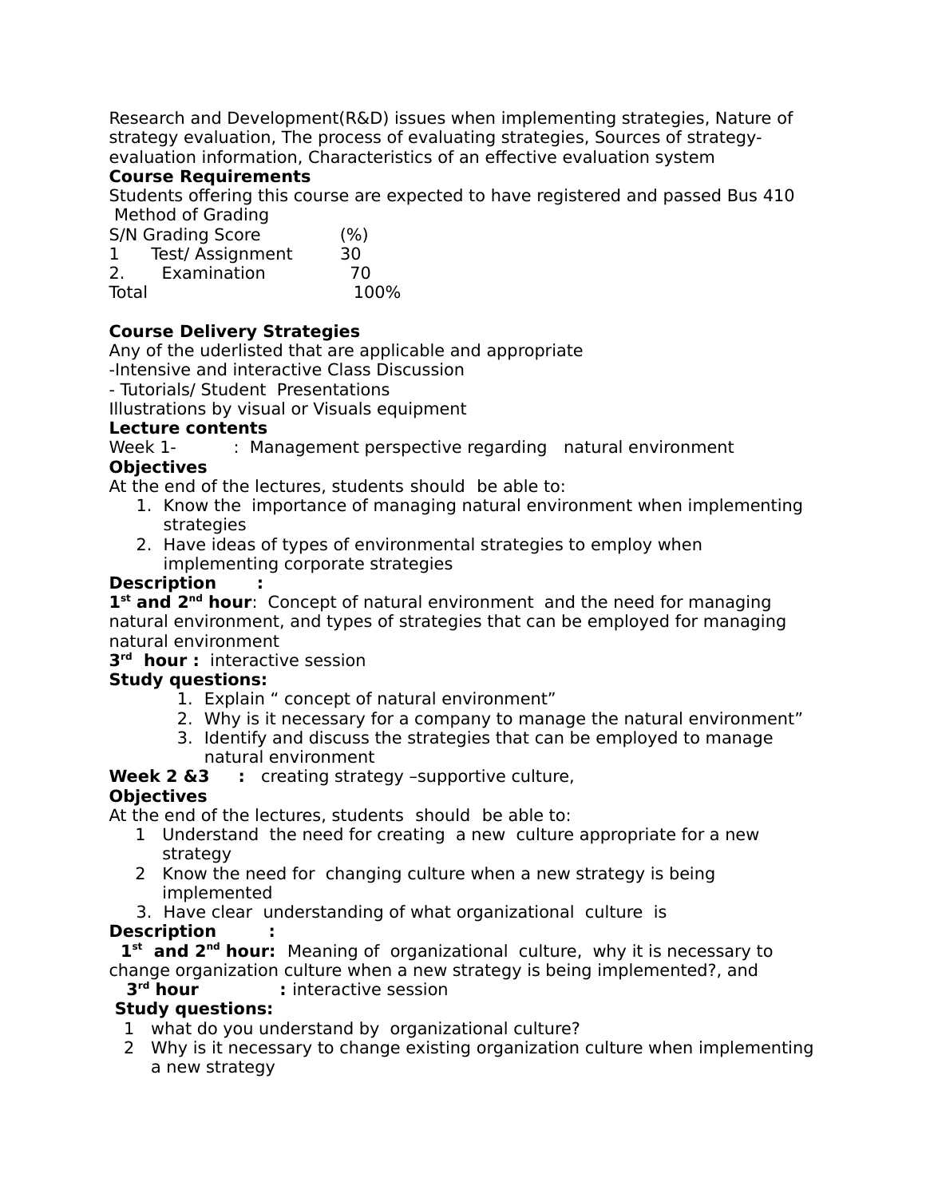Research and Development(R&D) issues when implementing strategies, Nature of strategy evaluation, The process of evaluating strategies, Sources of strategy-evaluation information, Characteristics of an effective evaluation system

**Course Requirements**

Students offering this course are expected to have registered and passed Bus 410

Method of Grading

| S/N | Grading Score | (%) |
|---|---|---|
| 1 | Test/ Assignment | 30 |
| 2. | Examination | 70 |
| Total | | 100% |

**Course Delivery Strategies**

Any of the uderlisted that are applicable and appropriate

-Intensive and interactive Class Discussion

- Tutorials/ Student Presentations

Illustrations by visual or Visuals equipment

**Lecture contents**

Week 1- : Management perspective regarding natural environment

**Objectives**

At the end of the lectures, students should be able to:

1. Know the importance of managing natural environment when implementing strategies
2. Have ideas of types of environmental strategies to employ when implementing corporate strategies

**Description :**

**1st and 2nd hour**: Concept of natural environment and the need for managing natural environment, and types of strategies that can be employed for managing natural environment

**3rd hour :** interactive session

**Study questions:**

1. Explain " concept of natural environment"
2. Why is it necessary for a company to manage the natural environment"
3. Identify and discuss the strategies that can be employed to manage natural environment

**Week 2 &3 :** creating strategy –supportive culture,

**Objectives**

At the end of the lectures, students should be able to:

1. Understand the need for creating a new culture appropriate for a new strategy
2. Know the need for changing culture when a new strategy is being implemented
3. Have clear understanding of what organizational culture is

**Description :**

**1st and 2nd hour:** Meaning of organizational culture, why it is necessary to change organization culture when a new strategy is being implemented?, and

**3rd hour :** interactive session

**Study questions:**

1. what do you understand by organizational culture?
2. Why is it necessary to change existing organization culture when implementing a new strategy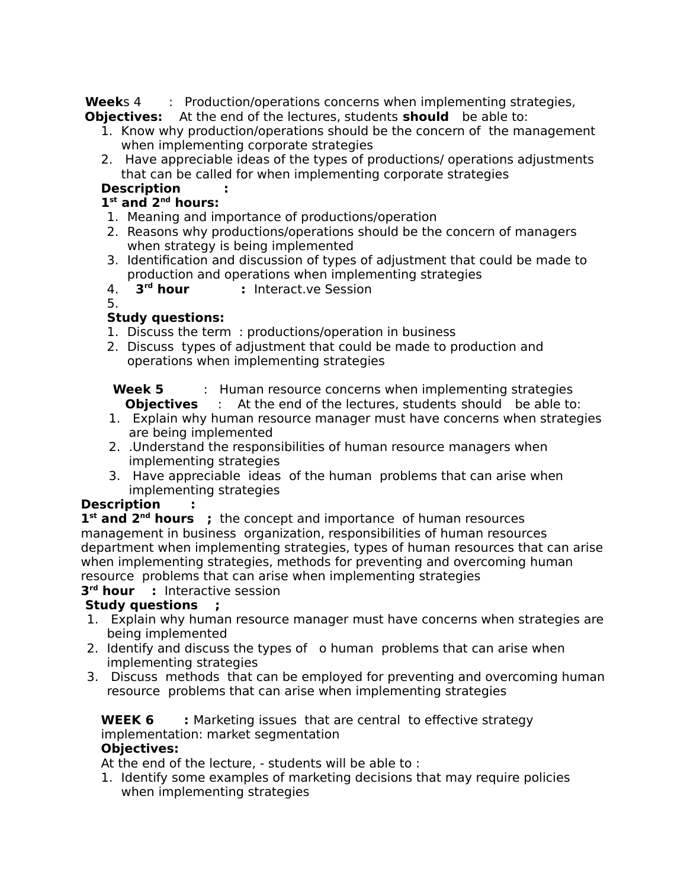**Week**s 4 : Production/operations concerns when implementing strategies,

**Objectives:** At the end of the lectures, students **should** be able to:

1. Know why production/operations should be the concern of the management when implementing corporate strategies
2. Have appreciable ideas of the types of productions/ operations adjustments that can be called for when implementing corporate strategies

**Description :**

**1st and 2nd hours:**

1. Meaning and importance of productions/operation
2. Reasons why productions/operations should be the concern of managers when strategy is being implemented
3. Identification and discussion of types of adjustment that could be made to production and operations when implementing strategies
4. **3rd hour :** Interact.ve Session
5.

**Study questions:**

1. Discuss the term : productions/operation in business
2. Discuss types of adjustment that could be made to production and operations when implementing strategies

**Week 5** : Human resource concerns when implementing strategies

**Objectives** : At the end of the lectures, students should be able to:

1. Explain why human resource manager must have concerns when strategies are being implemented
2. .Understand the responsibilities of human resource managers when implementing strategies
3. Have appreciable ideas of the human problems that can arise when implementing strategies

**Description :**

**1st and 2nd hours ;** the concept and importance of human resources management in business organization, responsibilities of human resources department when implementing strategies, types of human resources that can arise when implementing strategies, methods for preventing and overcoming human resource problems that can arise when implementing strategies

**3rd hour :** Interactive session

**Study questions ;**

1. Explain why human resource manager must have concerns when strategies are being implemented
2. Identify and discuss the types of o human problems that can arise when implementing strategies
3. Discuss methods that can be employed for preventing and overcoming human resource problems that can arise when implementing strategies

**WEEK 6 :** Marketing issues that are central to effective strategy implementation: market segmentation

**Objectives:**

At the end of the lecture, - students will be able to :

1. Identify some examples of marketing decisions that may require policies when implementing strategies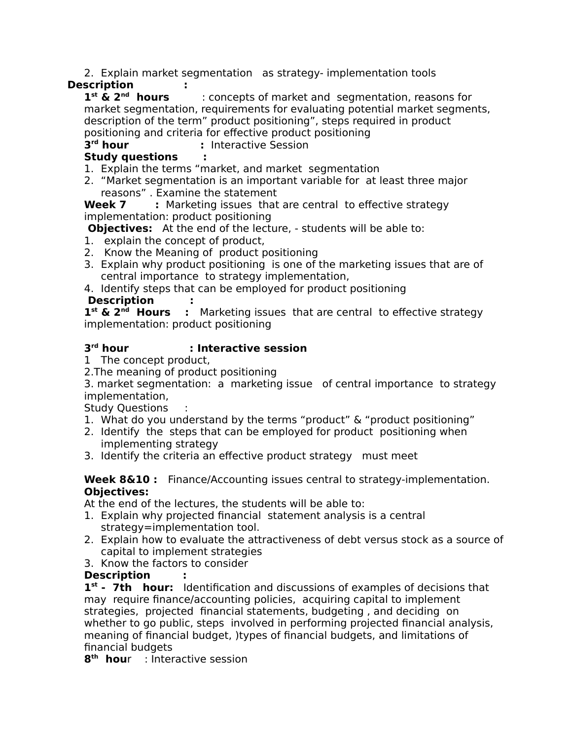2. Explain market segmentation as strategy- implementation tools

**Description :**

**1st & 2nd hours** : concepts of market and segmentation, reasons for market segmentation, requirements for evaluating potential market segments, description of the term" product positioning", steps required in product positioning and criteria for effective product positioning

**3rd hour :** Interactive Session

**Study questions :**

1. Explain the terms "market, and market segmentation
2. "Market segmentation is an important variable for at least three major reasons" . Examine the statement

**Week 7 :** Marketing issues that are central to effective strategy implementation: product positioning

**Objectives:** At the end of the lecture, - students will be able to:

1. explain the concept of product,
2. Know the Meaning of product positioning
3. Explain why product positioning is one of the marketing issues that are of central importance to strategy implementation,
4. Identify steps that can be employed for product positioning

**Description :**

**1st & 2nd Hours :** Marketing issues that are central to effective strategy implementation: product positioning

**3rd hour : Interactive session**

1 The concept product,
2.The meaning of product positioning
3. market segmentation: a marketing issue of central importance to strategy implementation,

Study Questions :

1. What do you understand by the terms "product" & "product positioning"
2. Identify the steps that can be employed for product positioning when implementing strategy
3. Identify the criteria an effective product strategy must meet

**Week 8&10 :** Finance/Accounting issues central to strategy-implementation.

**Objectives:**

At the end of the lectures, the students will be able to:

1. Explain why projected financial statement analysis is a central strategy=implementation tool.
2. Explain how to evaluate the attractiveness of debt versus stock as a source of capital to implement strategies
3. Know the factors to consider

**Description :**

**1st - 7th hour:** Identification and discussions of examples of decisions that may require finance/accounting policies, acquiring capital to implement strategies, projected financial statements, budgeting , and deciding on whether to go public, steps involved in performing projected financial analysis, meaning of financial budget, )types of financial budgets, and limitations of financial budgets

**8th hour** : Interactive session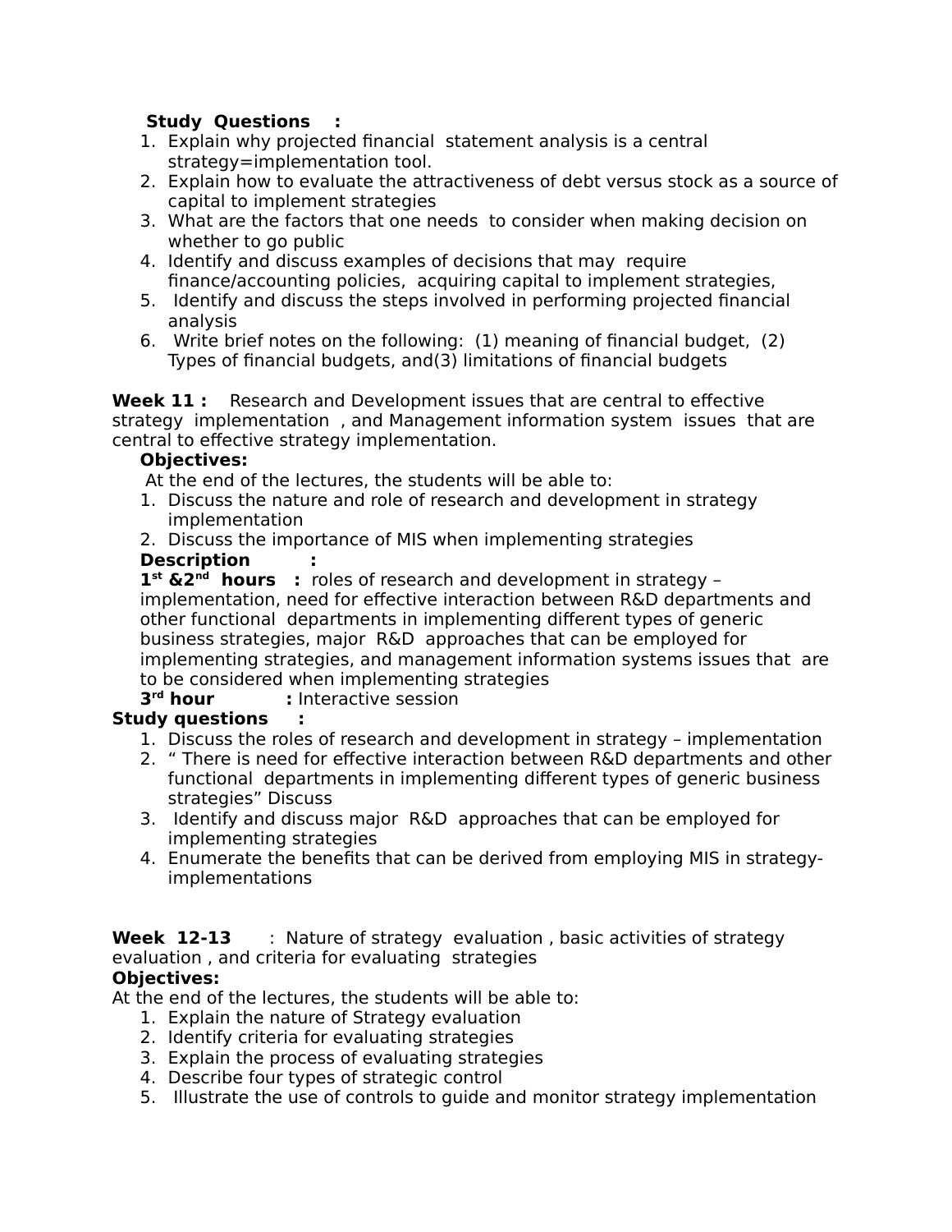**Study Questions :**

1. Explain why projected financial statement analysis is a central strategy=implementation tool.
2. Explain how to evaluate the attractiveness of debt versus stock as a source of capital to implement strategies
3. What are the factors that one needs to consider when making decision on whether to go public
4. Identify and discuss examples of decisions that may require finance/accounting policies, acquiring capital to implement strategies,
5. Identify and discuss the steps involved in performing projected financial analysis
6. Write brief notes on the following: (1) meaning of financial budget, (2) Types of financial budgets, and(3) limitations of financial budgets

**Week 11 :** Research and Development issues that are central to effective strategy implementation , and Management information system issues that are central to effective strategy implementation.

**Objectives:**

At the end of the lectures, the students will be able to:

1. Discuss the nature and role of research and development in strategy implementation
2. Discuss the importance of MIS when implementing strategies

**Description :**

**1st &2nd hours :** roles of research and development in strategy – implementation, need for effective interaction between R&D departments and other functional departments in implementing different types of generic business strategies, major R&D approaches that can be employed for implementing strategies, and management information systems issues that are to be considered when implementing strategies

**3rd hour :** Interactive session

**Study questions :**

1. Discuss the roles of research and development in strategy – implementation
2. " There is need for effective interaction between R&D departments and other functional departments in implementing different types of generic business strategies" Discuss
3. Identify and discuss major R&D approaches that can be employed for implementing strategies
4. Enumerate the benefits that can be derived from employing MIS in strategy-implementations

**Week 12-13** : Nature of strategy evaluation , basic activities of strategy evaluation , and criteria for evaluating strategies

**Objectives:**

At the end of the lectures, the students will be able to:

1. Explain the nature of Strategy evaluation
2. Identify criteria for evaluating strategies
3. Explain the process of evaluating strategies
4. Describe four types of strategic control
5. Illustrate the use of controls to guide and monitor strategy implementation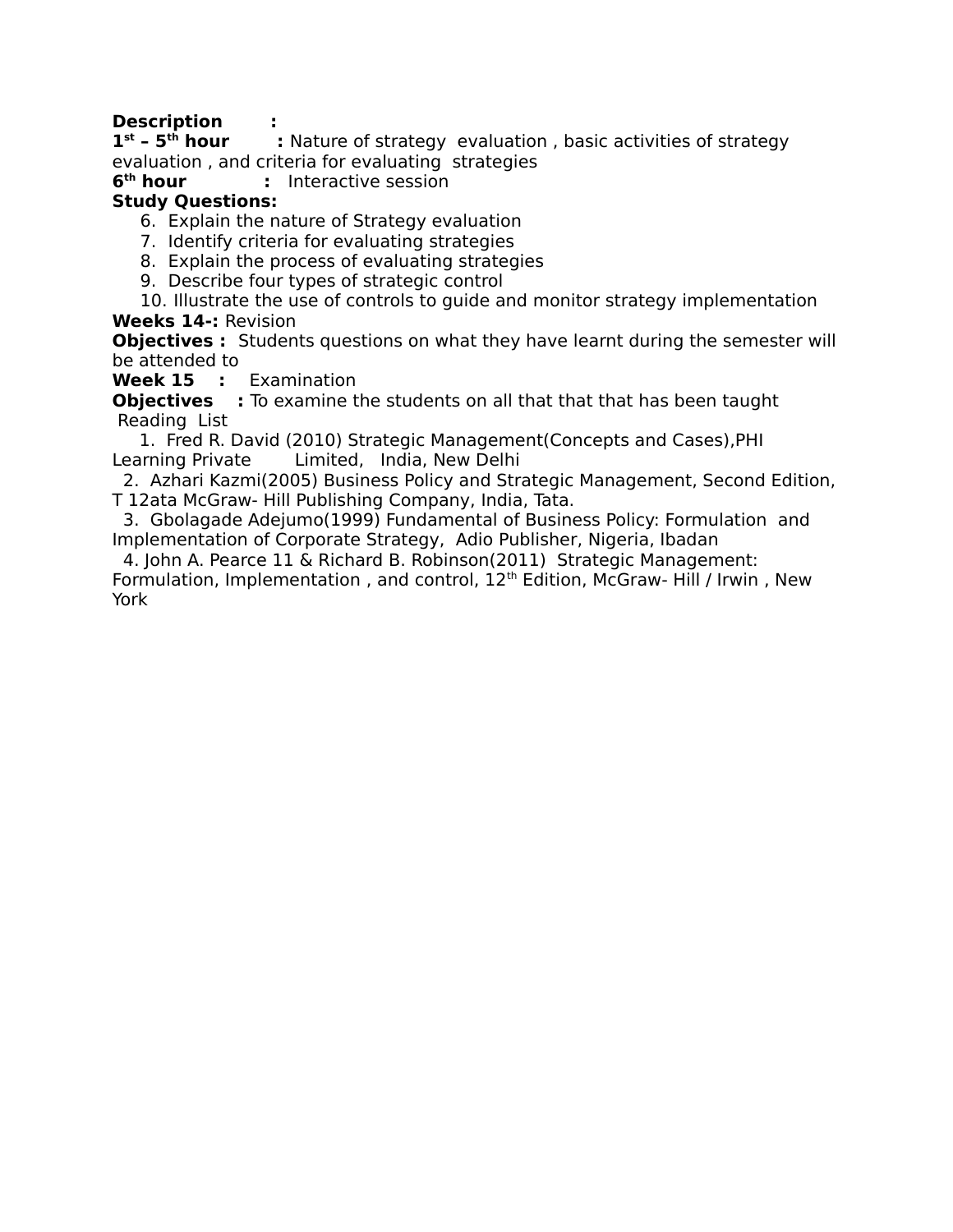**Description :**

**1st – 5th hour :** Nature of strategy evaluation , basic activities of strategy evaluation , and criteria for evaluating strategies

**6th hour :** Interactive session

**Study Questions:**

6. Explain the nature of Strategy evaluation
7. Identify criteria for evaluating strategies
8. Explain the process of evaluating strategies
9. Describe four types of strategic control
10. Illustrate the use of controls to guide and monitor strategy implementation

**Weeks 14-:** Revision

**Objectives :** Students questions on what they have learnt during the semester will be attended to

**Week 15 :** Examination

**Objectives :** To examine the students on all that that that has been taught

Reading List

1. Fred R. David (2010) Strategic Management(Concepts and Cases),PHI Learning Private Limited, India, New Delhi
2. Azhari Kazmi(2005) Business Policy and Strategic Management, Second Edition, T 12ata McGraw- Hill Publishing Company, India, Tata.
3. Gbolagade Adejumo(1999) Fundamental of Business Policy: Formulation and Implementation of Corporate Strategy, Adio Publisher, Nigeria, Ibadan
4. John A. Pearce 11 & Richard B. Robinson(2011) Strategic Management: Formulation, Implementation , and control, 12th Edition, McGraw- Hill / Irwin , New York